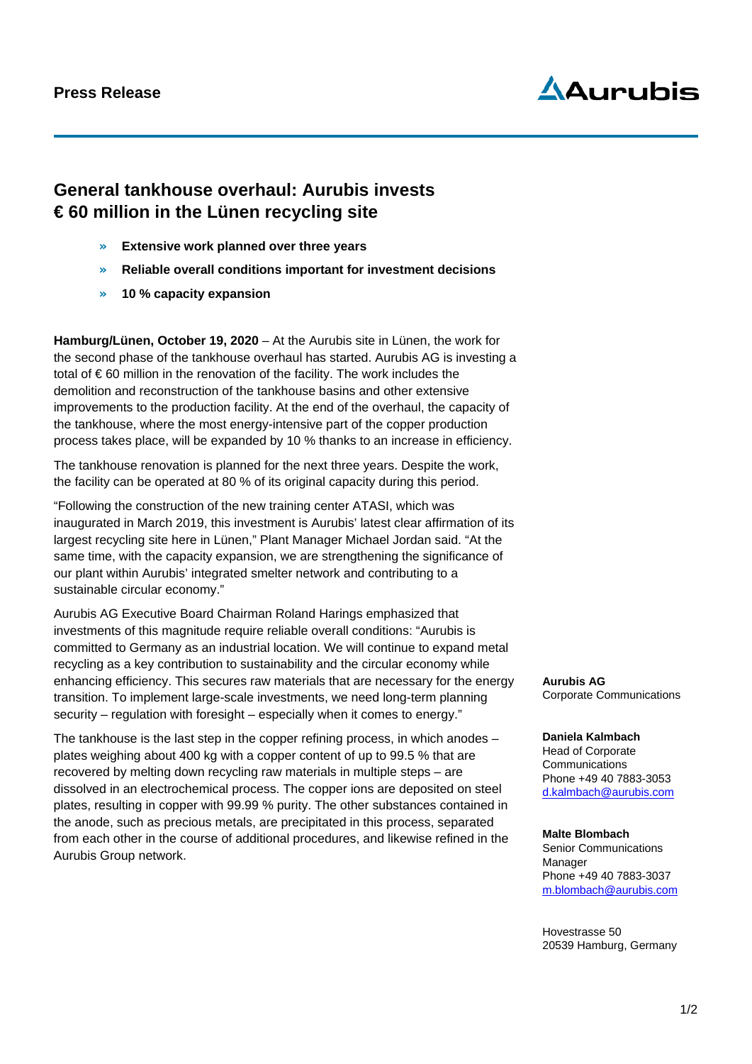**Press Release**

# General tankhouse overhaul: Aurubis invests € 60 million in the Lünen recycling site

- **Extensive work planned over three years**
- **Reliable overall conditions important for investment decisions**
- **10 % capacity expansion**

**Hamburg/Lünen, October 19, 2020** – At the Aurubis site in Lünen, the work for the second phase of the tankhouse overhaul has started. Aurubis AG is investing a total of € 60 million in the renovation of the facility. The work includes the demolition and reconstruction of the tankhouse basins and other extensive improvements to the production facility. At the end of the overhaul, the capacity of the tankhouse, where the most energy-intensive part of the copper production process takes place, will be expanded by 10 % thanks to an increase in efficiency.

The tankhouse renovation is planned for the next three years. Despite the work, the facility can be operated at 80 % of its original capacity during this period.

"Following the construction of the new training center ATASI, which was inaugurated in March 2019, this investment is Aurubis' latest clear affirmation of its largest recycling site here in Lünen," Plant Manager Michael Jordan said. "At the same time, with the capacity expansion, we are strengthening the significance of our plant within Aurubis' integrated smelter network and contributing to a sustainable circular economy."

Aurubis AG Executive Board Chairman Roland Harings emphasized that investments of this magnitude require reliable overall conditions: "Aurubis is committed to Germany as an industrial location. We will continue to expand metal recycling as a key contribution to sustainability and the circular economy while enhancing efficiency. This secures raw materials that are necessary for the energy transition. To implement large-scale investments, we need long-term planning security – regulation with foresight – especially when it comes to energy."

The tankhouse is the last step in the copper refining process, in which anodes – plates weighing about 400 kg with a copper content of up to 99.5 % that are recovered by melting down recycling raw materials in multiple steps – are dissolved in an electrochemical process. The copper ions are deposited on steel plates, resulting in copper with 99.99 % purity. The other substances contained in the anode, such as precious metals, are precipitated in this process, separated from each other in the course of additional procedures, and likewise refined in the Aurubis Group network.

**Aurubis AG**
Corporate Communications

**Daniela Kalmbach**
Head of Corporate Communications
Phone +49 40 7883-3053
d.kalmbach@aurubis.com

**Malte Blombach**
Senior Communications Manager
Phone +49 40 7883-3037
m.blombach@aurubis.com

Hovestrasse 50
20539 Hamburg, Germany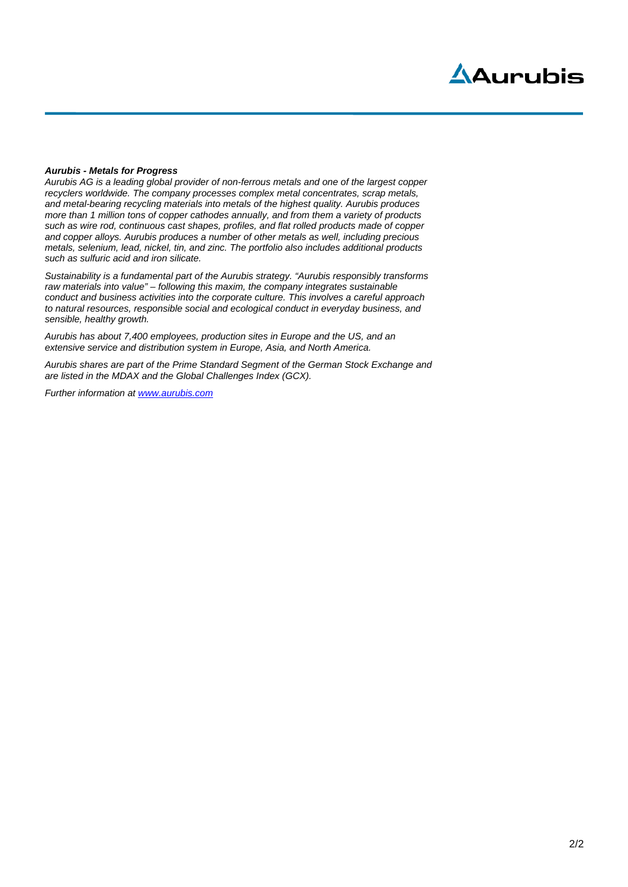***Aurubis - Metals for Progress***

*Aurubis AG is a leading global provider of non-ferrous metals and one of the largest copper recyclers worldwide. The company processes complex metal concentrates, scrap metals, and metal-bearing recycling materials into metals of the highest quality. Aurubis produces more than 1 million tons of copper cathodes annually, and from them a variety of products such as wire rod, continuous cast shapes, profiles, and flat rolled products made of copper and copper alloys. Aurubis produces a number of other metals as well, including precious metals, selenium, lead, nickel, tin, and zinc. The portfolio also includes additional products such as sulfuric acid and iron silicate.*

*Sustainability is a fundamental part of the Aurubis strategy. "Aurubis responsibly transforms raw materials into value" – following this maxim, the company integrates sustainable conduct and business activities into the corporate culture. This involves a careful approach to natural resources, responsible social and ecological conduct in everyday business, and sensible, healthy growth.*

*Aurubis has about 7,400 employees, production sites in Europe and the US, and an extensive service and distribution system in Europe, Asia, and North America.*

*Aurubis shares are part of the Prime Standard Segment of the German Stock Exchange and are listed in the MDAX and the Global Challenges Index (GCX).*

*Further information at [www.aurubis.com](http://www.aurubis.com)*